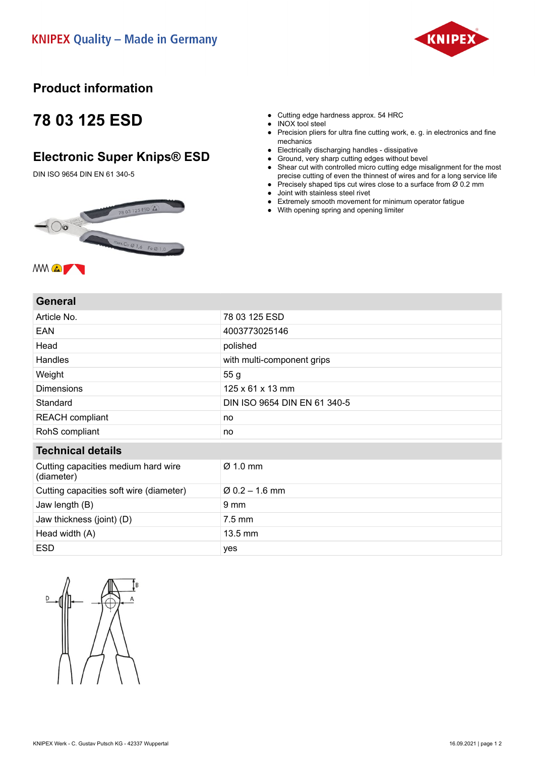KNIPEX Quality – Made in Germany

## Product information

# 78 03 125 ESD

## Electronic Super Knips® ESD

DIN ISO 9654 DIN EN 61 340-5

- Cutting edge hardness approx. 54 HRC
- INOX tool steel
- Precision pliers for ultra fine cutting work, e. g. in electronics and fine mechanics
- Electrically discharging handles - dissipative
- Ground, very sharp cutting edges without bevel
- Shear cut with controlled micro cutting edge misalignment for the most precise cutting of even the thinnest of wires and for a long service life
- Precisely shaped tips cut wires close to a surface from Ø 0.2 mm
- Joint with stainless steel rivet
- Extremely smooth movement for minimum operator fatigue
- With opening spring and opening limiter

| General | |
|---|---|
| Article No. | 78 03 125 ESD |
| EAN | 4003773025146 |
| Head | polished |
| Handles | with multi-component grips |
| Weight | 55 g |
| Dimensions | 125 x 61 x 13 mm |
| Standard | DIN ISO 9654 DIN EN 61 340-5 |
| REACH compliant | no |
| RoHS compliant | no |

| Technical details | |
|---|---|
| Cutting capacities medium hard wire (diameter) | Ø 1.0 mm |
| Cutting capacities soft wire (diameter) | Ø 0.2 – 1.6 mm |
| Jaw length (B) | 9 mm |
| Jaw thickness (joint) (D) | 7.5 mm |
| Head width (A) | 13.5 mm |
| ESD | yes |

KNIPEX Werk - C. Gustav Putsch KG - 42337 Wuppertal

16.09.2021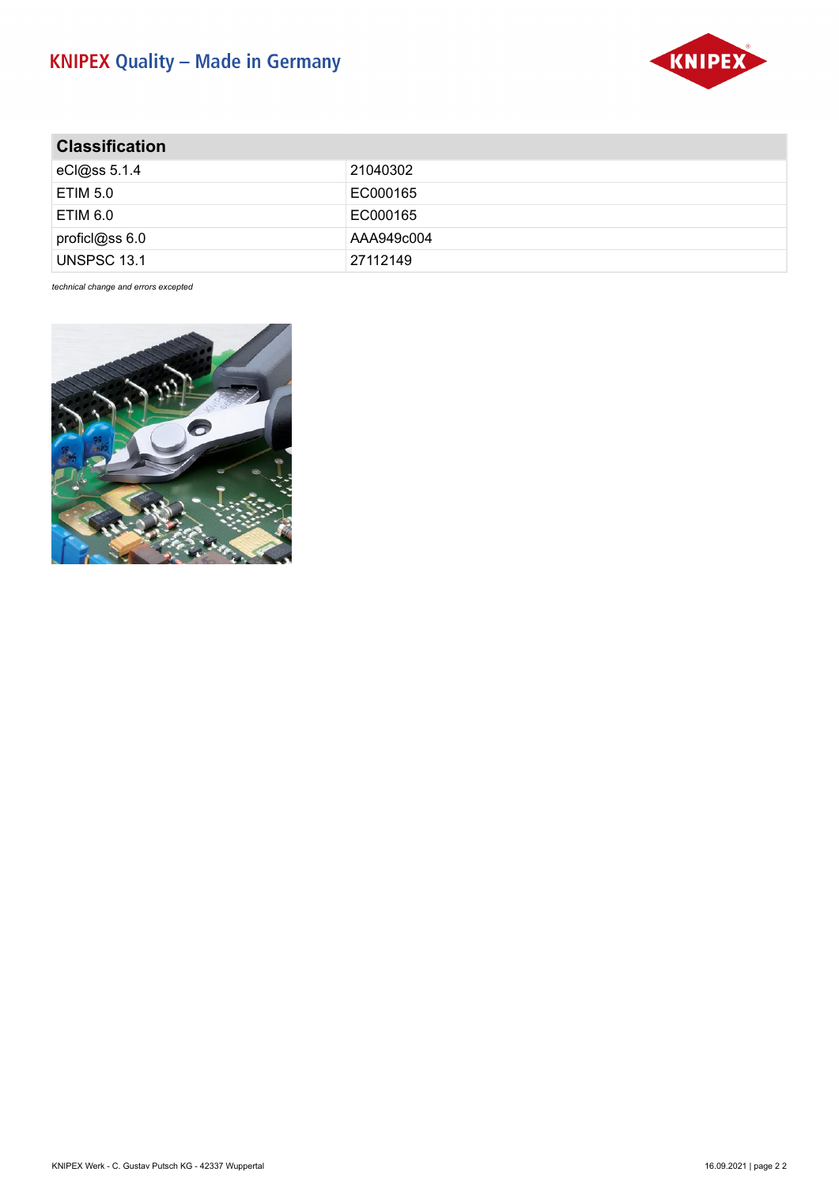## Classification

| | |
|---|---|
| eCl@ss 5.1.4 | 21040302 |
| ETIM 5.0 | EC000165 |
| ETIM 6.0 | EC000165 |
| proficl@ss 6.0 | AAA949c004 |
| UNSPSC 13.1 | 27112149 |

*technical change and errors excepted*